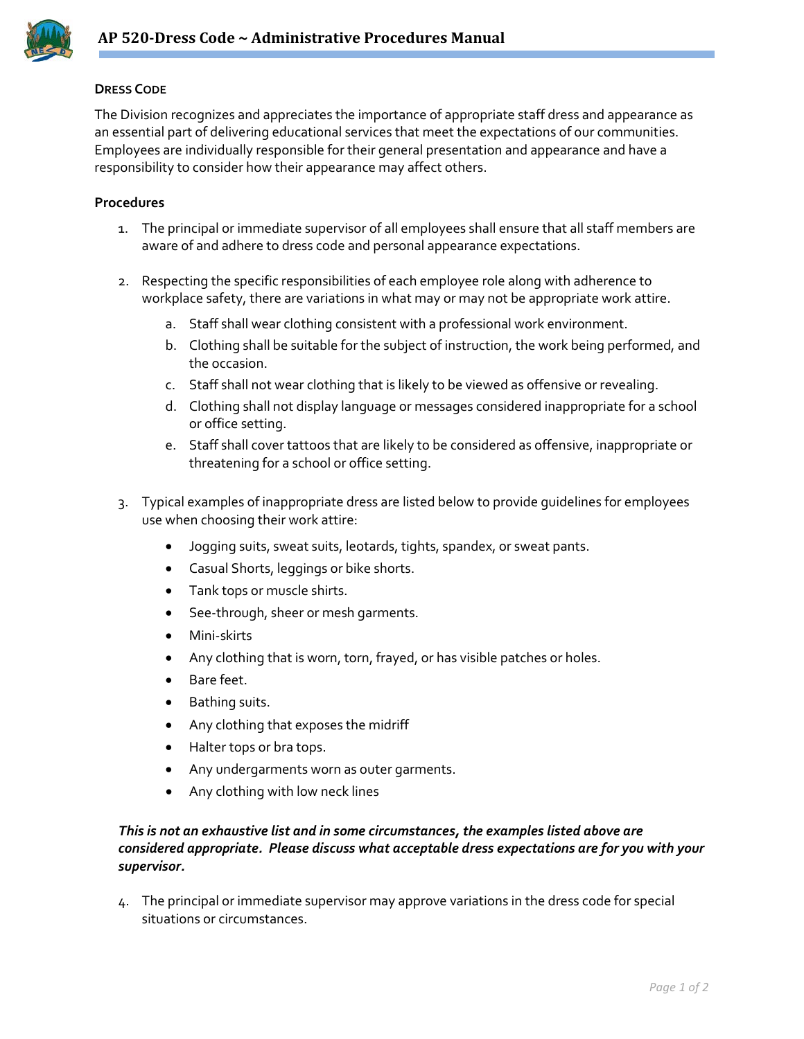# AP 520-Dress Code ~ Administrative Procedures Manual

## DRESS CODE

The Division recognizes and appreciates the importance of appropriate staff dress and appearance as an essential part of delivering educational services that meet the expectations of our communities. Employees are individually responsible for their general presentation and appearance and have a responsibility to consider how their appearance may affect others.

### Procedures

1. The principal or immediate supervisor of all employees shall ensure that all staff members are aware of and adhere to dress code and personal appearance expectations.

2. Respecting the specific responsibilities of each employee role along with adherence to workplace safety, there are variations in what may or may not be appropriate work attire.
   a. Staff shall wear clothing consistent with a professional work environment.
   b. Clothing shall be suitable for the subject of instruction, the work being performed, and the occasion.
   c. Staff shall not wear clothing that is likely to be viewed as offensive or revealing.
   d. Clothing shall not display language or messages considered inappropriate for a school or office setting.
   e. Staff shall cover tattoos that are likely to be considered as offensive, inappropriate or threatening for a school or office setting.

3. Typical examples of inappropriate dress are listed below to provide guidelines for employees use when choosing their work attire:
   - Jogging suits, sweat suits, leotards, tights, spandex, or sweat pants.
   - Casual Shorts, leggings or bike shorts.
   - Tank tops or muscle shirts.
   - See-through, sheer or mesh garments.
   - Mini-skirts
   - Any clothing that is worn, torn, frayed, or has visible patches or holes.
   - Bare feet.
   - Bathing suits.
   - Any clothing that exposes the midriff
   - Halter tops or bra tops.
   - Any undergarments worn as outer garments.
   - Any clothing with low neck lines

   ***This is not an exhaustive list and in some circumstances, the examples listed above are considered appropriate. Please discuss what acceptable dress expectations are for you with your supervisor.***

4. The principal or immediate supervisor may approve variations in the dress code for special situations or circumstances.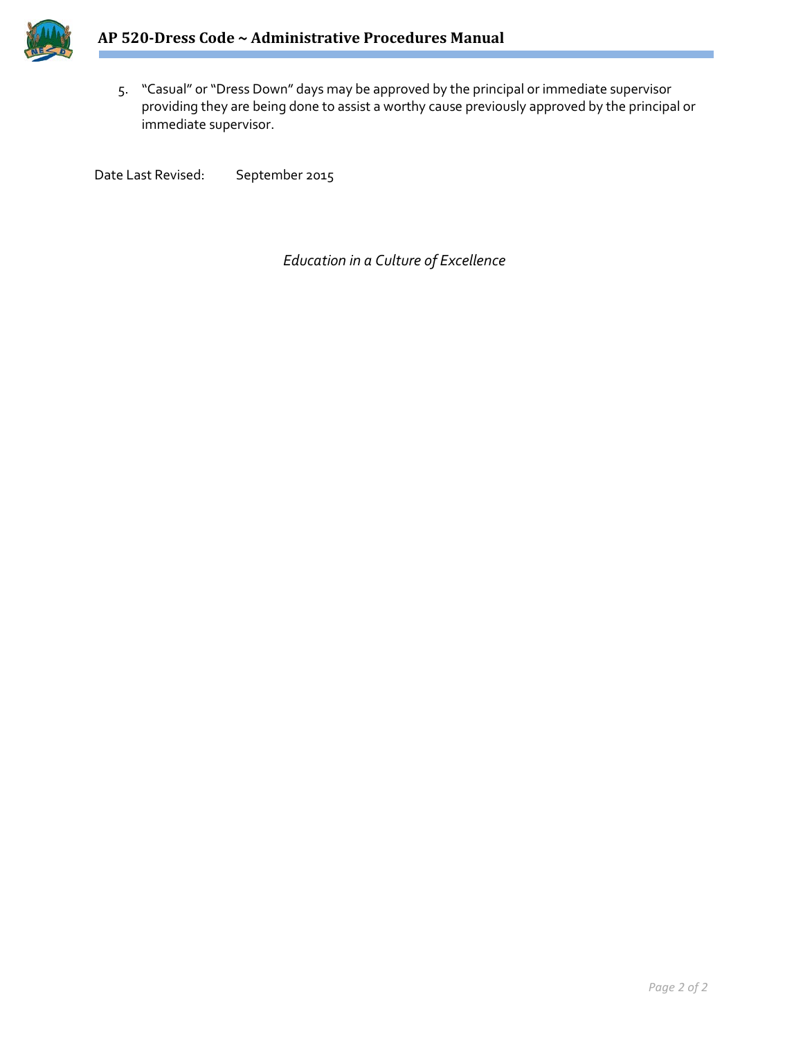5. "Casual" or "Dress Down" days may be approved by the principal or immediate supervisor providing they are being done to assist a worthy cause previously approved by the principal or immediate supervisor.

Date Last Revised: September 2015

*Education in a Culture of Excellence*